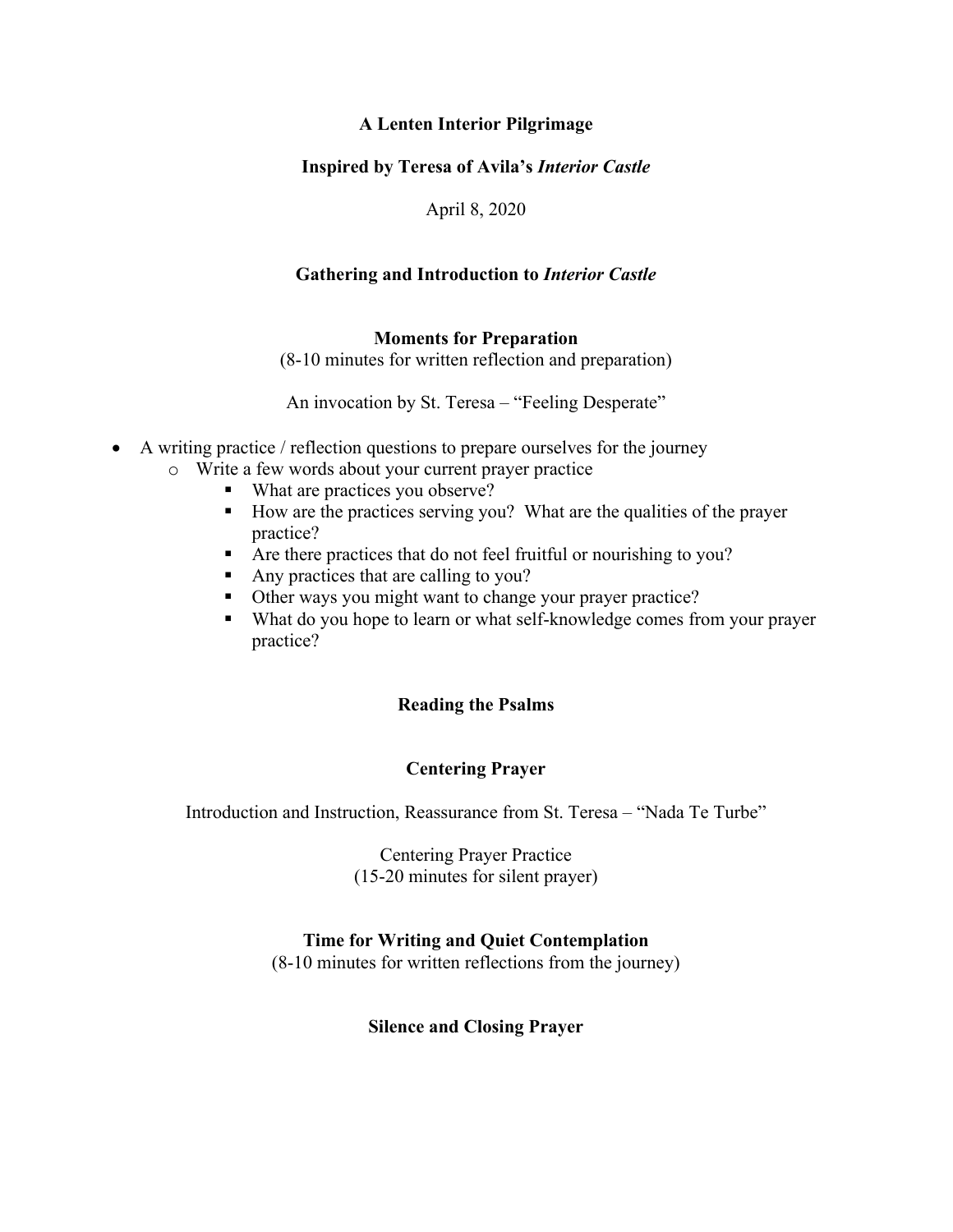# A Lenten Interior Pilgrimage

## Inspired by Teresa of Avila's *Interior Castle*

April 8, 2020

## Gathering and Introduction to *Interior Castle*

### Moments for Preparation

(8-10 minutes for written reflection and preparation)

An invocation by St. Teresa – "Feeling Desperate"

- A writing practice / reflection questions to prepare ourselves for the journey
  - Write a few words about your current prayer practice
    - What are practices you observe?
    - How are the practices serving you? What are the qualities of the prayer practice?
    - Are there practices that do not feel fruitful or nourishing to you?
    - Any practices that are calling to you?
    - Other ways you might want to change your prayer practice?
    - What do you hope to learn or what self-knowledge comes from your prayer practice?

### Reading the Psalms

### Centering Prayer

Introduction and Instruction, Reassurance from St. Teresa – "Nada Te Turbe"

Centering Prayer Practice
(15-20 minutes for silent prayer)

### Time for Writing and Quiet Contemplation

(8-10 minutes for written reflections from the journey)

### Silence and Closing Prayer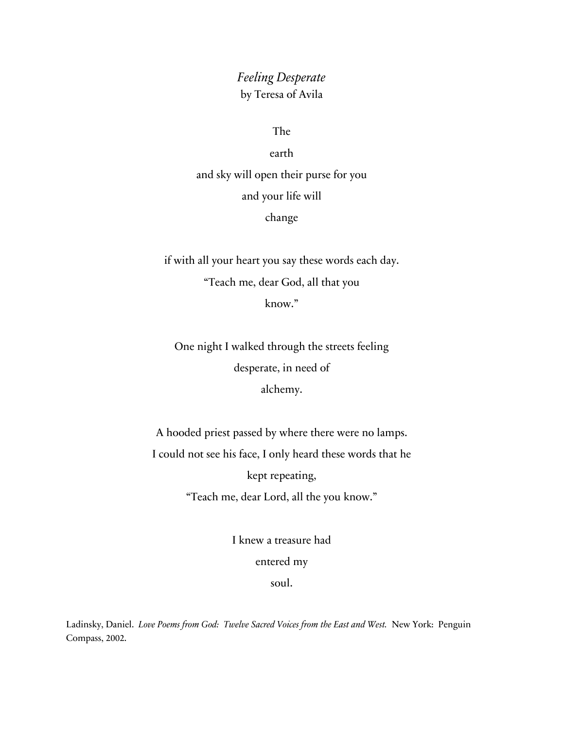*Feeling Desperate*
by Teresa of Avila

The
earth
and sky will open their purse for you
and your life will
change

if with all your heart you say these words each day.
"Teach me, dear God, all that you
know."

One night I walked through the streets feeling
desperate, in need of
alchemy.

A hooded priest passed by where there were no lamps.
I could not see his face, I only heard these words that he
kept repeating,
"Teach me, dear Lord, all the you know."

I knew a treasure had
entered my
soul.

Ladinsky, Daniel. *Love Poems from God: Twelve Sacred Voices from the East and West.* New York: Penguin Compass, 2002.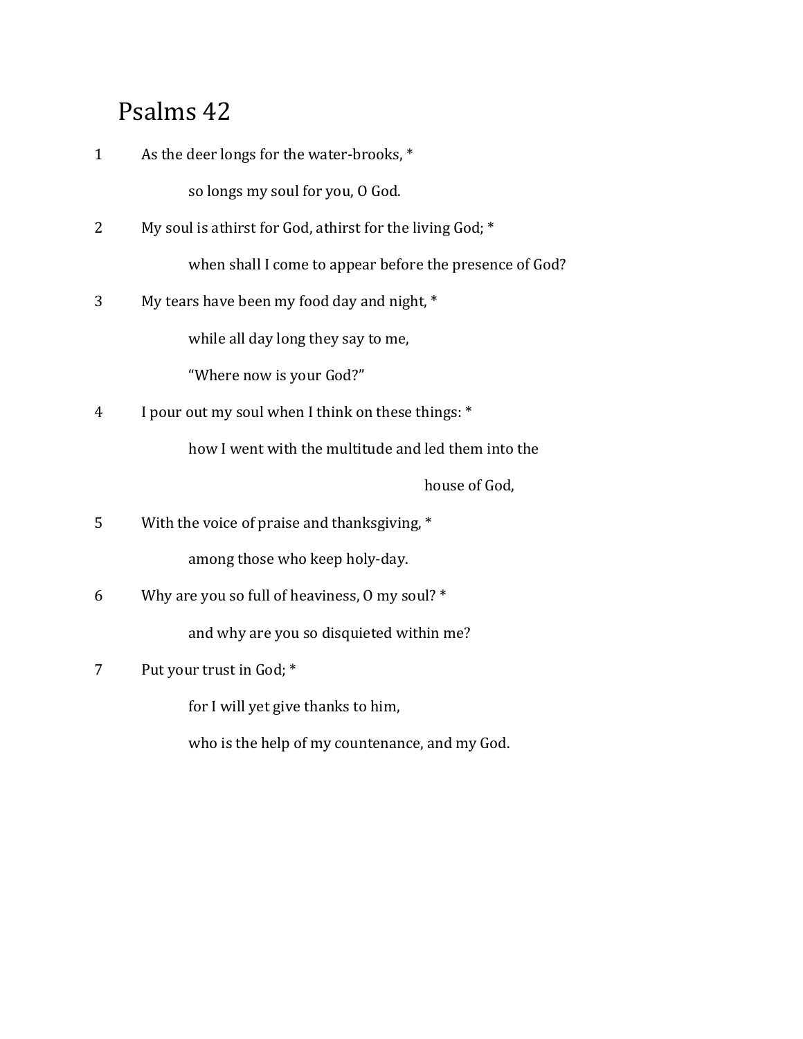# Psalms 42

1 As the deer longs for the water-brooks, *

so longs my soul for you, O God.

2 My soul is athirst for God, athirst for the living God; *

when shall I come to appear before the presence of God?

3 My tears have been my food day and night, *

while all day long they say to me,

"Where now is your God?"

4 I pour out my soul when I think on these things: *

how I went with the multitude and led them into the

house of God,

5 With the voice of praise and thanksgiving, *

among those who keep holy-day.

6 Why are you so full of heaviness, O my soul? *

and why are you so disquieted within me?

7 Put your trust in God; *

for I will yet give thanks to him,

who is the help of my countenance, and my God.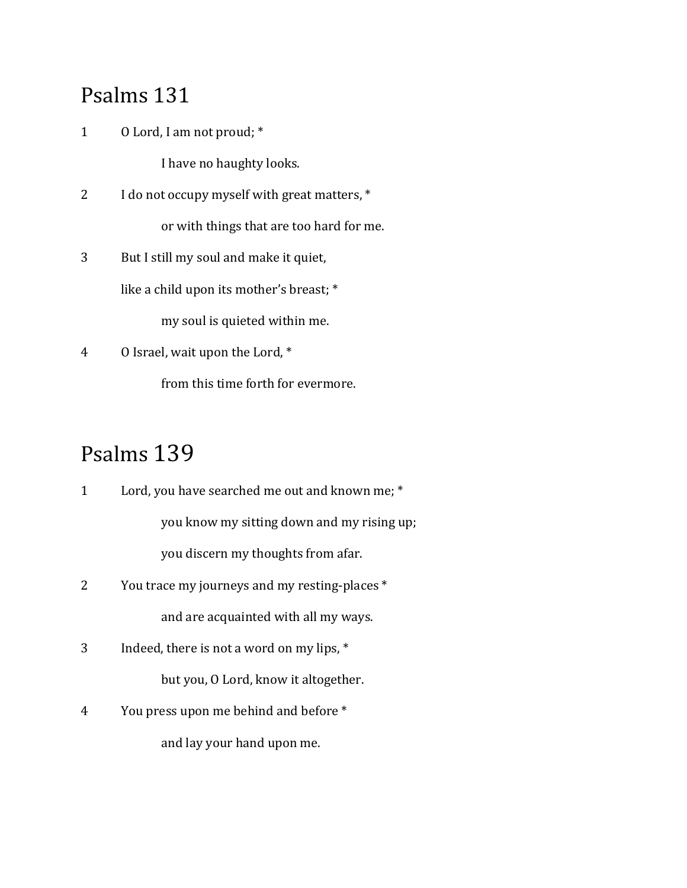# Psalms 131

1 O Lord, I am not proud; *

    I have no haughty looks.

2 I do not occupy myself with great matters, *

    or with things that are too hard for me.

3 But I still my soul and make it quiet,

like a child upon its mother's breast; *

    my soul is quieted within me.

4 O Israel, wait upon the Lord, *

    from this time forth for evermore.

# Psalms 139

1 Lord, you have searched me out and known me; *

    you know my sitting down and my rising up;

    you discern my thoughts from afar.

2 You trace my journeys and my resting-places *

    and are acquainted with all my ways.

3 Indeed, there is not a word on my lips, *

    but you, O Lord, know it altogether.

4 You press upon me behind and before *

    and lay your hand upon me.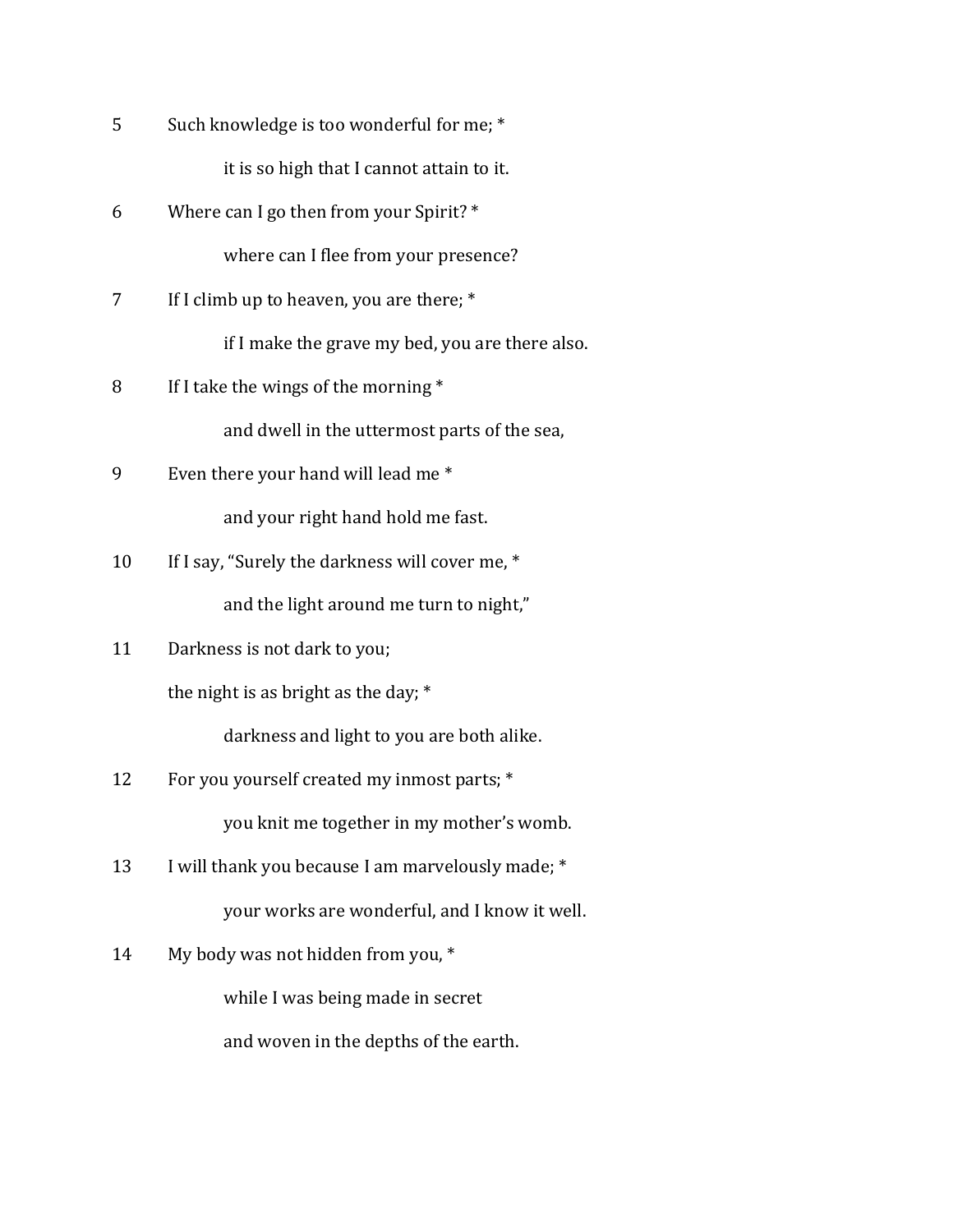5 Such knowledge is too wonderful for me; *

  it is so high that I cannot attain to it.

6 Where can I go then from your Spirit? *

  where can I flee from your presence?

7 If I climb up to heaven, you are there; *

  if I make the grave my bed, you are there also.

8 If I take the wings of the morning *

  and dwell in the uttermost parts of the sea,

9 Even there your hand will lead me *

  and your right hand hold me fast.

10 If I say, "Surely the darkness will cover me, *

  and the light around me turn to night,"

11 Darkness is not dark to you;

the night is as bright as the day; *

  darkness and light to you are both alike.

12 For you yourself created my inmost parts; *

  you knit me together in my mother's womb.

13 I will thank you because I am marvelously made; *

  your works are wonderful, and I know it well.

14 My body was not hidden from you, *

  while I was being made in secret

  and woven in the depths of the earth.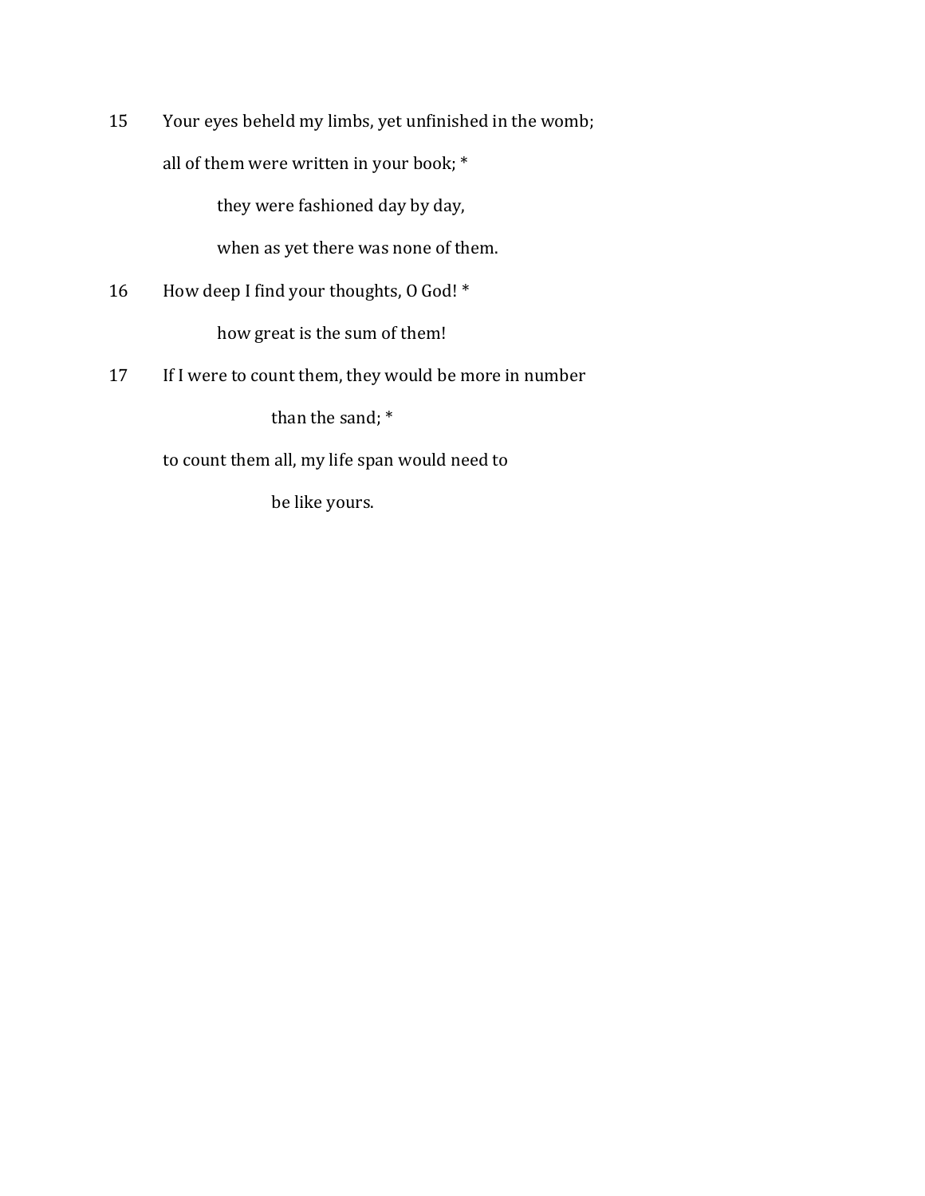15 Your eyes beheld my limbs, yet unfinished in the womb;

all of them were written in your book; *

they were fashioned day by day,

when as yet there was none of them.

16 How deep I find your thoughts, O God! *

how great is the sum of them!

17 If I were to count them, they would be more in number

than the sand; *

to count them all, my life span would need to

be like yours.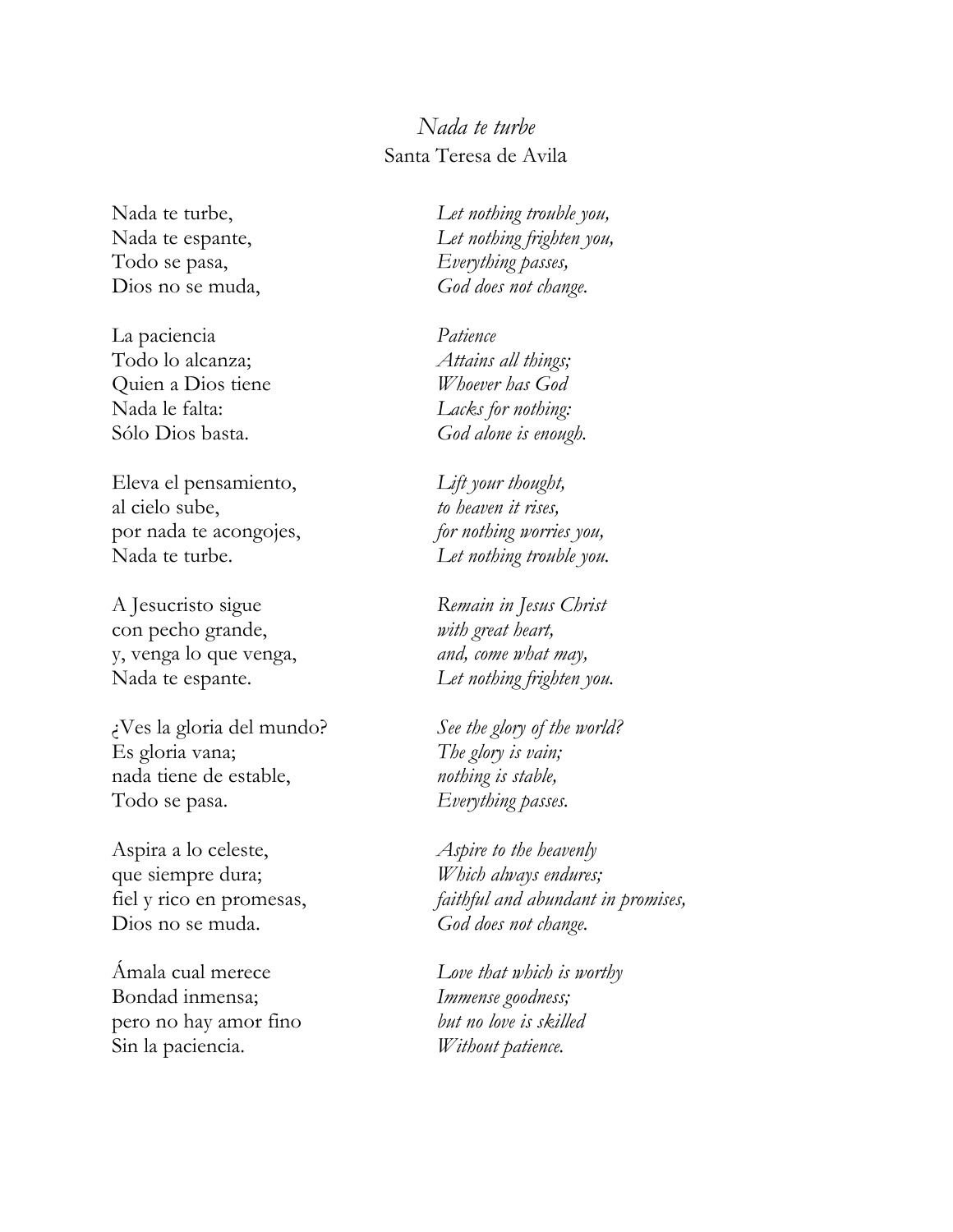## *Nada te turbe*

Santa Teresa de Avila

| | |
|---|---|
| Nada te turbe,<br>Nada te espante,<br>Todo se pasa,<br>Dios no se muda, | *Let nothing trouble you,<br>Let nothing frighten you,<br>Everything passes,<br>God does not change.* |
| La paciencia<br>Todo lo alcanza;<br>Quien a Dios tiene<br>Nada le falta:<br>Sólo Dios basta. | *Patience<br>Attains all things;<br>Whoever has God<br>Lacks for nothing:<br>God alone is enough.* |
| Eleva el pensamiento,<br>al cielo sube,<br>por nada te acongojes,<br>Nada te turbe. | *Lift your thought,<br>to heaven it rises,<br>for nothing worries you,<br>Let nothing trouble you.* |
| A Jesucristo sigue<br>con pecho grande,<br>y, venga lo que venga,<br>Nada te espante. | *Remain in Jesus Christ<br>with great heart,<br>and, come what may,<br>Let nothing frighten you.* |
| ¿Ves la gloria del mundo?<br>Es gloria vana;<br>nada tiene de estable,<br>Todo se pasa. | *See the glory of the world?<br>The glory is vain;<br>nothing is stable,<br>Everything passes.* |
| Aspira a lo celeste,<br>que siempre dura;<br>fiel y rico en promesas,<br>Dios no se muda. | *Aspire to the heavenly<br>Which always endures;<br>faithful and abundant in promises,<br>God does not change.* |
| Ámala cual merece<br>Bondad inmensa;<br>pero no hay amor fino<br>Sin la paciencia. | *Love that which is worthy<br>Immense goodness;<br>but no love is skilled<br>Without patience.* |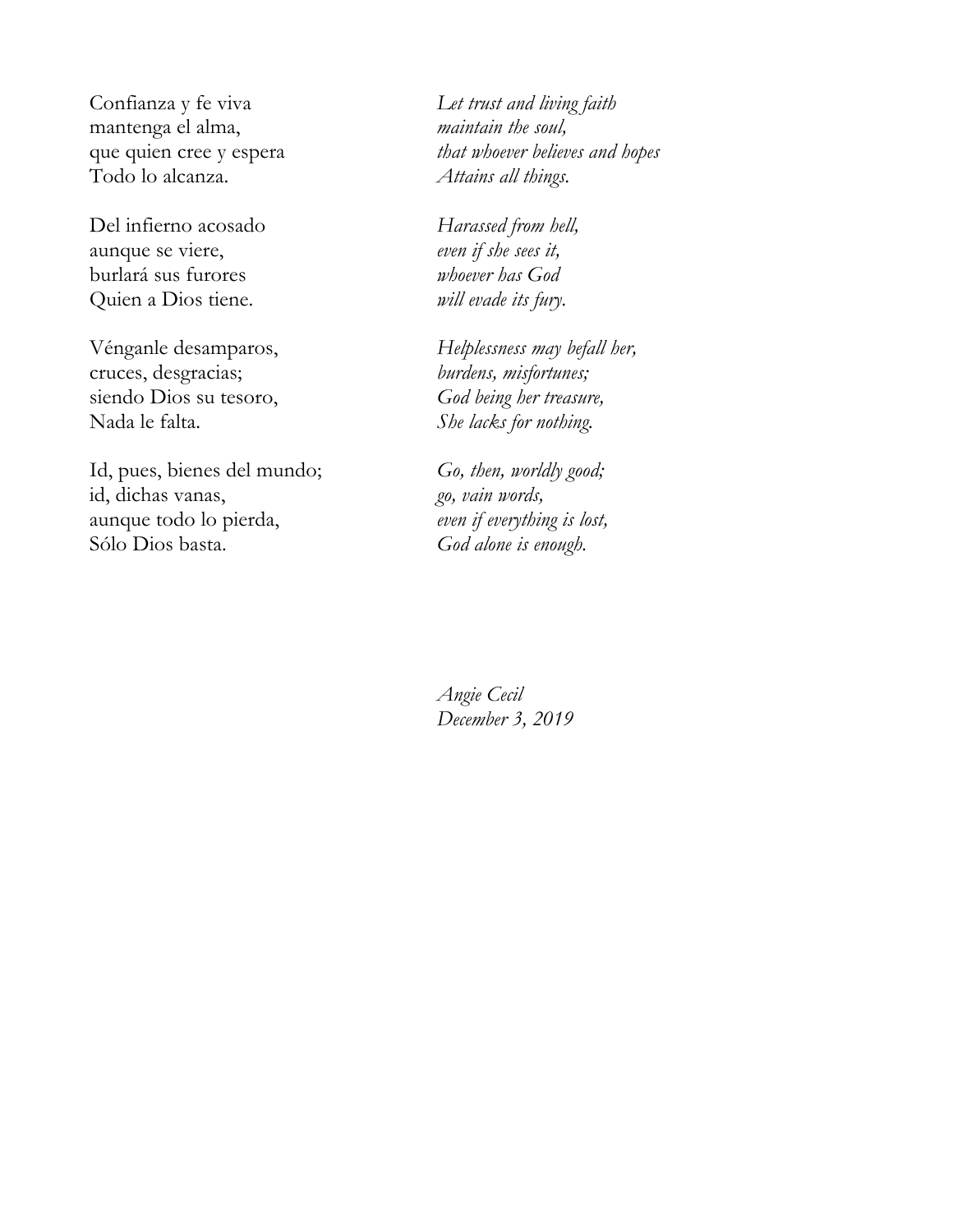Confianza y fe viva
mantenga el alma,
que quien cree y espera
Todo lo alcanza.

*Let trust and living faith*
*maintain the soul,*
*that whoever believes and hopes*
*Attains all things.*

Del infierno acosado
aunque se viere,
burlará sus furores
Quien a Dios tiene.

*Harassed from hell,*
*even if she sees it,*
*whoever has God*
*will evade its fury.*

Vénganle desamparos,
cruces, desgracias;
siendo Dios su tesoro,
Nada le falta.

*Helplessness may befall her,*
*burdens, misfortunes;*
*God being her treasure,*
*She lacks for nothing.*

Id, pues, bienes del mundo;
id, dichas vanas,
aunque todo lo pierda,
Sólo Dios basta.

*Go, then, worldly good;*
*go, vain words,*
*even if everything is lost,*
*God alone is enough.*

*Angie Cecil*
*December 3, 2019*